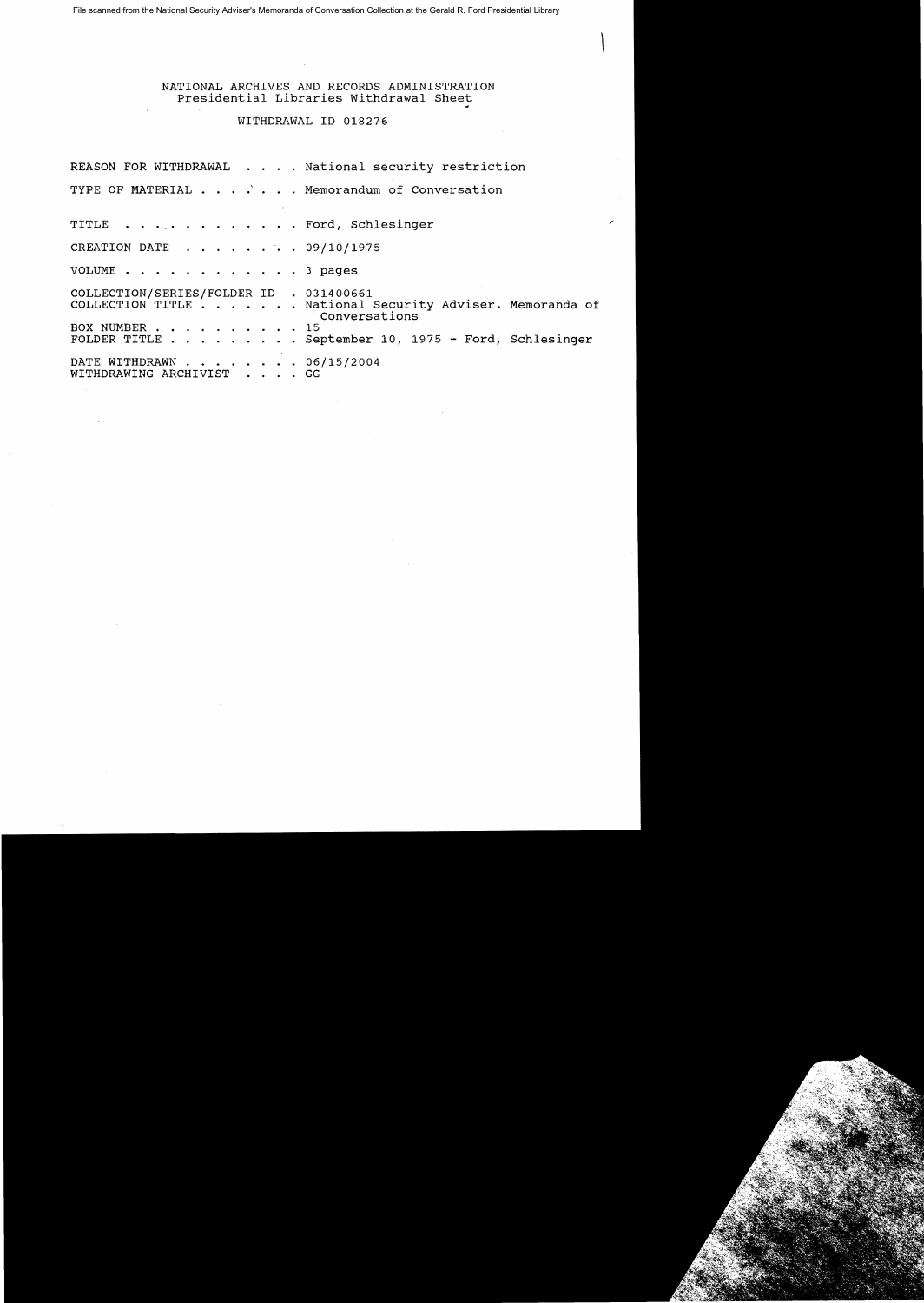NATIONAL ARCHIVES AND RECORDS ADMINISTRATION
Presidential Libraries Withdrawal Sheet

WITHDRAWAL ID 018276

REASON FOR WITHDRAWAL . . . . National security restriction

TYPE OF MATERIAL . . . . . . . Memorandum of Conversation

TITLE . . . . . . . . . . . . Ford, Schlesinger

CREATION DATE . . . . . . . . 09/10/1975

VOLUME . . . . . . . . . . . . 3 pages

COLLECTION/SERIES/FOLDER ID . 031400661
COLLECTION TITLE . . . . . . . National Security Adviser. Memoranda of Conversations
BOX NUMBER . . . . . . . . . . 15
FOLDER TITLE . . . . . . . . . September 10, 1975 - Ford, Schlesinger

DATE WITHDRAWN . . . . . . . . 06/15/2004
WITHDRAWING ARCHIVIST . . . . GG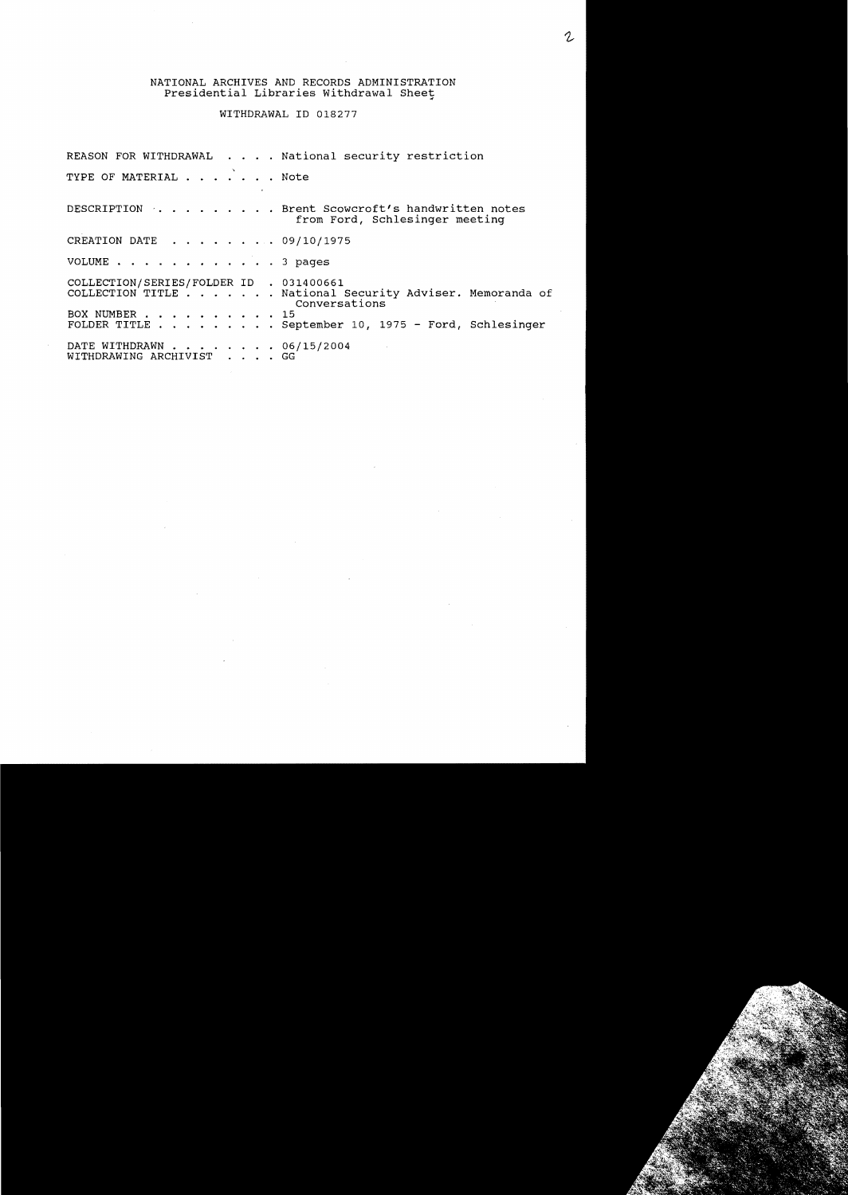NATIONAL ARCHIVES AND RECORDS ADMINISTRATION
Presidential Libraries Withdrawal Sheet

WITHDRAWAL ID 018277

REASON FOR WITHDRAWAL . . . . National security restriction

TYPE OF MATERIAL . . . . . . . Note

DESCRIPTION . . . . . . . . . Brent Scowcroft's handwritten notes from Ford, Schlesinger meeting

CREATION DATE . . . . . . . . 09/10/1975

VOLUME . . . . . . . . . . . . 3 pages

COLLECTION/SERIES/FOLDER ID . 031400661
COLLECTION TITLE . . . . . . . National Security Adviser. Memoranda of Conversations
BOX NUMBER . . . . . . . . . . 15
FOLDER TITLE . . . . . . . . . September 10, 1975 - Ford, Schlesinger

DATE WITHDRAWN . . . . . . . . 06/15/2004
WITHDRAWING ARCHIVIST . . . . GG